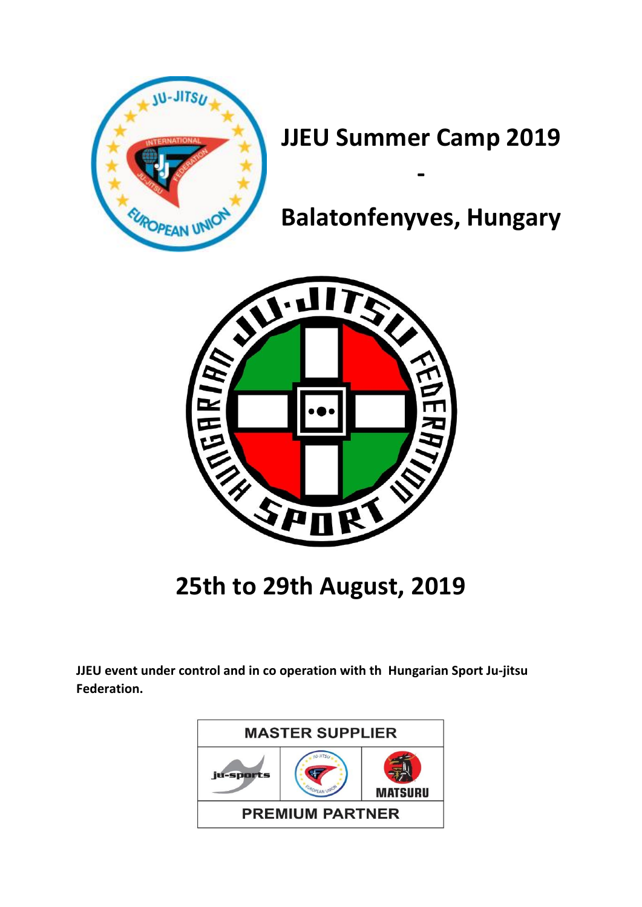# JJEU Summer Camp 2019

# -

# Balatonfenyves, Hungary

## 25th to 29th August, 2019

**JJEU event under control and in co operation with th  Hungarian Sport Ju-jitsu Federation.**

| MASTER SUPPLIER |
| --- |
| PREMIUM PARTNER |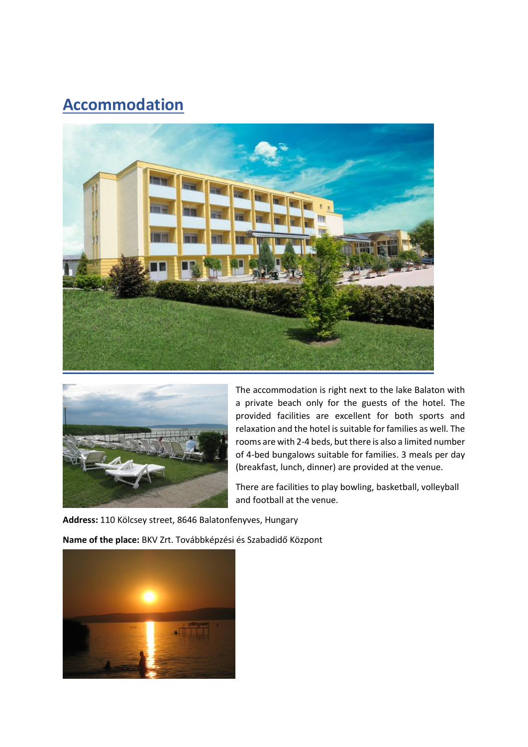## Accommodation

The accommodation is right next to the lake Balaton with a private beach only for the guests of the hotel. The provided facilities are excellent for both sports and relaxation and the hotel is suitable for families as well. The rooms are with 2-4 beds, but there is also a limited number of 4-bed bungalows suitable for families. 3 meals per day (breakfast, lunch, dinner) are provided at the venue.

There are facilities to play bowling, basketball, volleyball and football at the venue.

**Address:** 110 Kölcsey street, 8646 Balatonfenyves, Hungary

**Name of the place:** BKV Zrt. Továbbképzési és Szabadidő Központ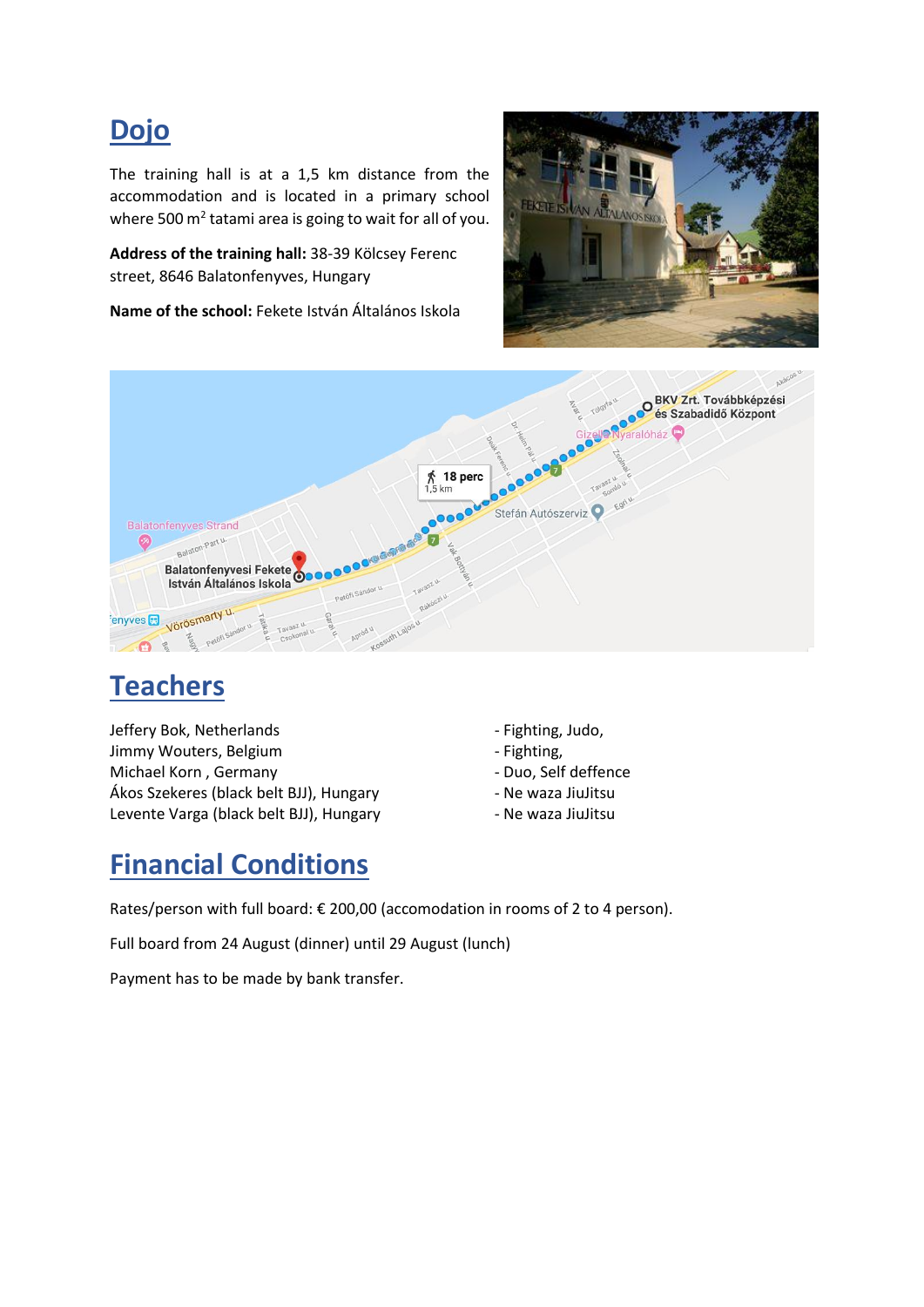## Dojo

The training hall is at a 1,5 km distance from the accommodation and is located in a primary school where 500 m$^2$ tatami area is going to wait for all of you.

**Address of the training hall:** 38-39 Kölcsey Ferenc street, 8646 Balatonfenyves, Hungary

**Name of the school:** Fekete István Általános Iskola

## Teachers

Jeffery Bok, Netherlands - Fighting, Judo,
Jimmy Wouters, Belgium - Fighting,
Michael Korn , Germany - Duo, Self deffence
Ákos Szekeres (black belt BJJ), Hungary - Ne waza JiuJitsu
Levente Varga (black belt BJJ), Hungary - Ne waza JiuJitsu

## Financial Conditions

Rates/person with full board: € 200,00 (accomodation in rooms of 2 to 4 person).

Full board from 24 August (dinner) until 29 August (lunch)

Payment has to be made by bank transfer.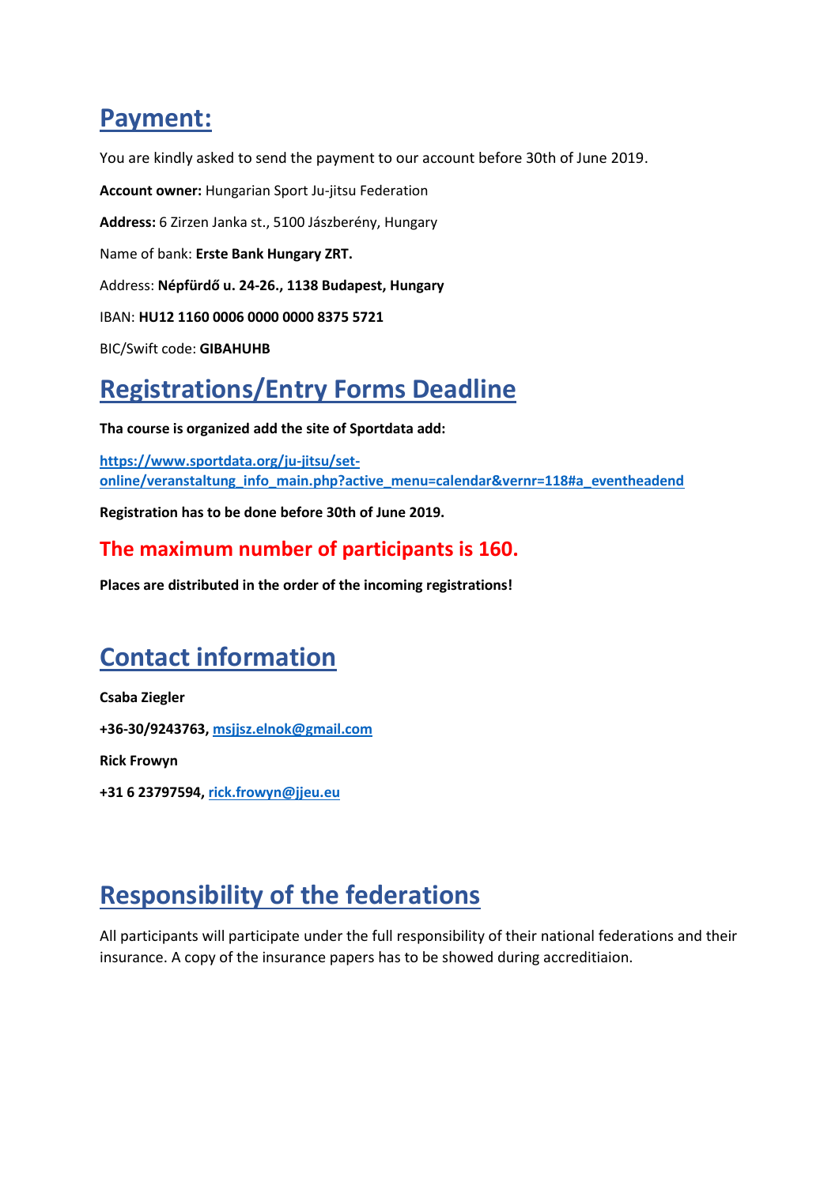## Payment:

You are kindly asked to send the payment to our account before 30th of June 2019.

**Account owner:** Hungarian Sport Ju-jitsu Federation

**Address:** 6 Zirzen Janka st., 5100 Jászberény, Hungary

Name of bank: **Erste Bank Hungary ZRT.**

Address: **Népfürdő u. 24-26., 1138 Budapest, Hungary**

IBAN: **HU12 1160 0006 0000 0000 8375 5721**

BIC/Swift code: **GIBAHUHB**

## Registrations/Entry Forms Deadline

**Tha course is organized add the site of Sportdata add:**

**https://www.sportdata.org/ju-jitsu/set-online/veranstaltung_info_main.php?active_menu=calendar&vernr=118#a_eventheadend**

**Registration has to be done before 30th of June 2019.**

### The maximum number of participants is 160.

**Places are distributed in the order of the incoming registrations!**

## Contact information

**Csaba Ziegler**

**+36-30/9243763, msjjsz.elnok@gmail.com**

**Rick Frowyn**

**+31 6 23797594, rick.frowyn@jjeu.eu**

## Responsibility of the federations

All participants will participate under the full responsibility of their national federations and their insurance. A copy of the insurance papers has to be showed during accreditiaion.